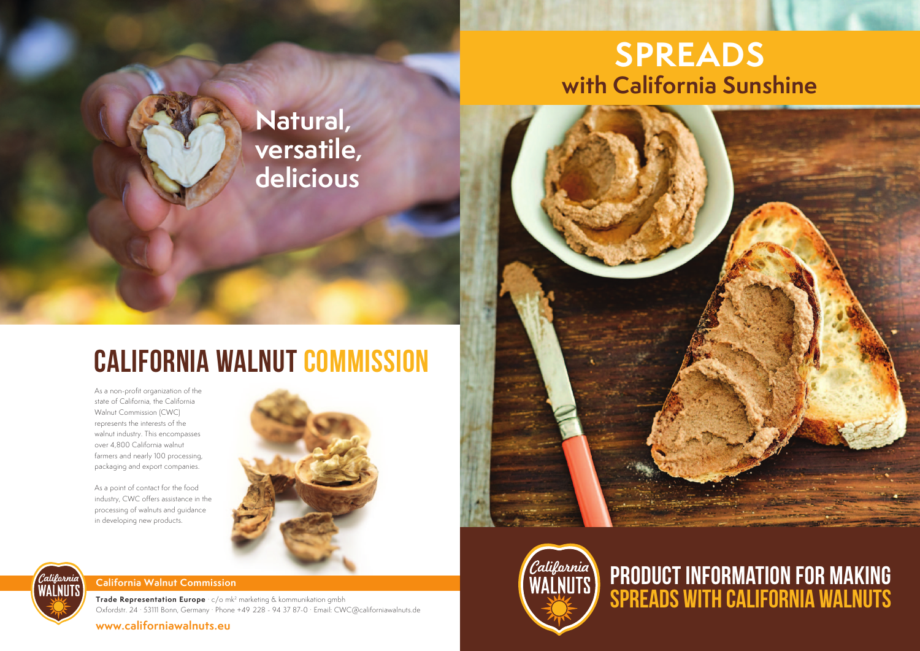Natural, versatile, delicious

# CALIFORNIA WALNUT COMMISSION

As a non-profit organization of the state of California, the California Walnut Commission (CWC) represents the interests of the walnut industry. This encompasses over 4,800 California walnut farmers and nearly 100 processing, packaging and export companies.

As a point of contact for the food industry, CWC offers assistance in the processing of walnuts and guidance in developing new products.

**California Walnut Commission**

**Trade Representation Europe** · c/o mk² marketing & kommunikation gmbh
Oxfordstr. 24 · 53111 Bonn, Germany · Phone +49 228 - 94 37 87-0 · Email: CWC@californiawalnuts.de

**www.californiawalnuts.eu**

# SPREADS

## with California Sunshine

California WALNUTS

# PRODUCT INFORMATION FOR MAKING SPREADS WITH CALIFORNIA WALNUTS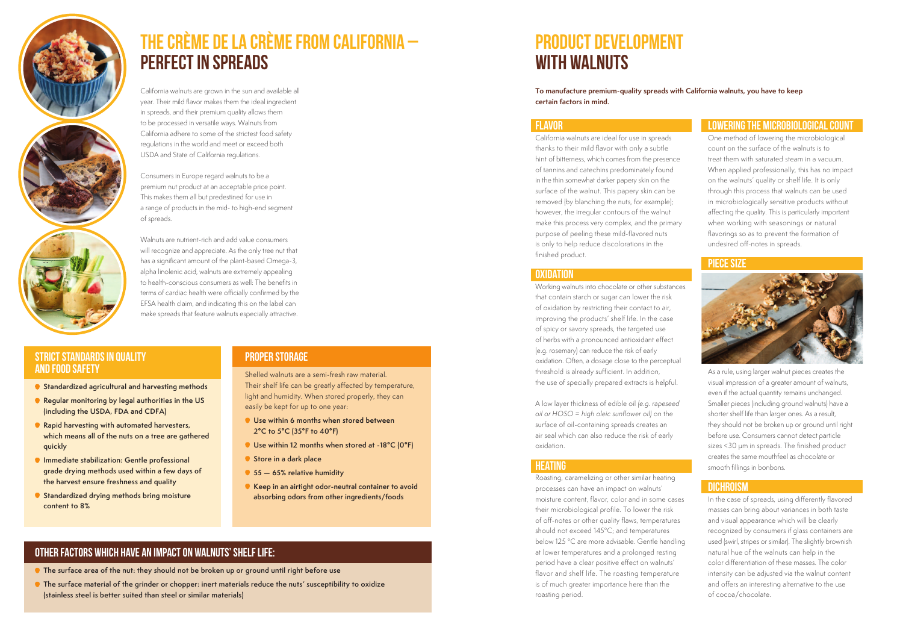# THE CRÈME DE LA CRÈME FROM CALIFORNIA – PERFECT IN SPREADS

California walnuts are grown in the sun and available all year. Their mild flavor makes them the ideal ingredient in spreads, and their premium quality allows them to be processed in versatile ways. Walnuts from California adhere to some of the strictest food safety regulations in the world and meet or exceed both USDA and State of California regulations.

Consumers in Europe regard walnuts to be a premium nut product at an acceptable price point. This makes them all but predestined for use in a range of products in the mid- to high-end segment of spreads.

Walnuts are nutrient-rich and add value consumers will recognize and appreciate. As the only tree nut that has a significant amount of the plant-based Omega-3, alpha linolenic acid, walnuts are extremely appealing to health-conscious consumers as well: The benefits in terms of cardiac health were officially confirmed by the EFSA health claim, and indicating this on the label can make spreads that feature walnuts especially attractive.

## STRICT STANDARDS IN QUALITY AND FOOD SAFETY

- **Standardized agricultural and harvesting methods**
- **Regular monitoring by legal authorities in the US (including the USDA, FDA and CDFA)**
- **Rapid harvesting with automated harvesters, which means all of the nuts on a tree are gathered quickly**
- **Immediate stabilization: Gentle professional grade drying methods used within a few days of the harvest ensure freshness and quality**
- **Standardized drying methods bring moisture content to 8%**

## PROPER STORAGE

Shelled walnuts are a semi-fresh raw material. Their shelf life can be greatly affected by temperature, light and humidity. When stored properly, they can easily be kept for up to one year:

- **Use within 6 months when stored between 2°C to 5°C (35°F to 40°F)**
- **Use within 12 months when stored at -18°C (0°F)**
- **Store in a dark place**
- **55 — 65% relative humidity**
- **Keep in an airtight odor-neutral container to avoid absorbing odors from other ingredients/foods**

## OTHER FACTORS WHICH HAVE AN IMPACT ON WALNUTS' SHELF LIFE:

- **The surface area of the nut: they should not be broken up or ground until right before use**
- **The surface material of the grinder or chopper: inert materials reduce the nuts' susceptibility to oxidize (stainless steel is better suited than steel or similar materials)**

# PRODUCT DEVELOPMENT WITH WALNUTS

**To manufacture premium-quality spreads with California walnuts, you have to keep certain factors in mind.**

## FLAVOR

California walnuts are ideal for use in spreads thanks to their mild flavor with only a subtle hint of bitterness, which comes from the presence of tannins and catechins predominately found in the thin somewhat darker papery skin on the surface of the walnut. This papery skin can be removed (by blanching the nuts, for example); however, the irregular contours of the walnut make this process very complex, and the primary purpose of peeling these mild-flavored nuts is only to help reduce discolorations in the finished product.

## OXIDATION

Working walnuts into chocolate or other substances that contain starch or sugar can lower the risk of oxidation by restricting their contact to air, improving the products' shelf life. In the case of spicy or savory spreads, the targeted use of herbs with a pronounced antioxidant effect (e.g. rosemary) can reduce the risk of early oxidation. Often, a dosage close to the perceptual threshold is already sufficient. In addition, the use of specially prepared extracts is helpful.

A low layer thickness of edible oil *(e.g. rapeseed oil or HOSO = high oleic sunflower oil)* on the surface of oil-containing spreads creates an air seal which can also reduce the risk of early oxidation.

## HEATING

Roasting, caramelizing or other similar heating processes can have an impact on walnuts' moisture content, flavor, color and in some cases their microbiological profile. To lower the risk of off-notes or other quality flaws, temperatures should not exceed 145°C; and temperatures below 125 °C are more advisable. Gentle handling at lower temperatures and a prolonged resting period have a clear positive effect on walnuts' flavor and shelf life. The roasting temperature is of much greater importance here than the roasting period.

## LOWERING THE MICROBIOLOGICAL COUNT

One method of lowering the microbiological count on the surface of the walnuts is to treat them with saturated steam in a vacuum. When applied professionally, this has no impact on the walnuts' quality or shelf life. It is only through this process that walnuts can be used in microbiologically sensitive products without affecting the quality. This is particularly important when working with seasonings or natural flavorings so as to prevent the formation of undesired off-notes in spreads.

## PIECE SIZE

As a rule, using larger walnut pieces creates the visual impression of a greater amount of walnuts, even if the actual quantity remains unchanged. Smaller pieces (including ground walnuts) have a shorter shelf life than larger ones. As a result, they should not be broken up or ground until right before use. Consumers cannot detect particle sizes <30 µm in spreads. The finished product creates the same mouthfeel as chocolate or smooth fillings in bonbons.

## DICHROISM

In the case of spreads, using differently flavored masses can bring about variances in both taste and visual appearance which will be clearly recognized by consumers if glass containers are used (swirl, stripes or similar). The slightly brownish natural hue of the walnuts can help in the color differentiation of these masses. The color intensity can be adjusted via the walnut content and offers an interesting alternative to the use of cocoa/chocolate.